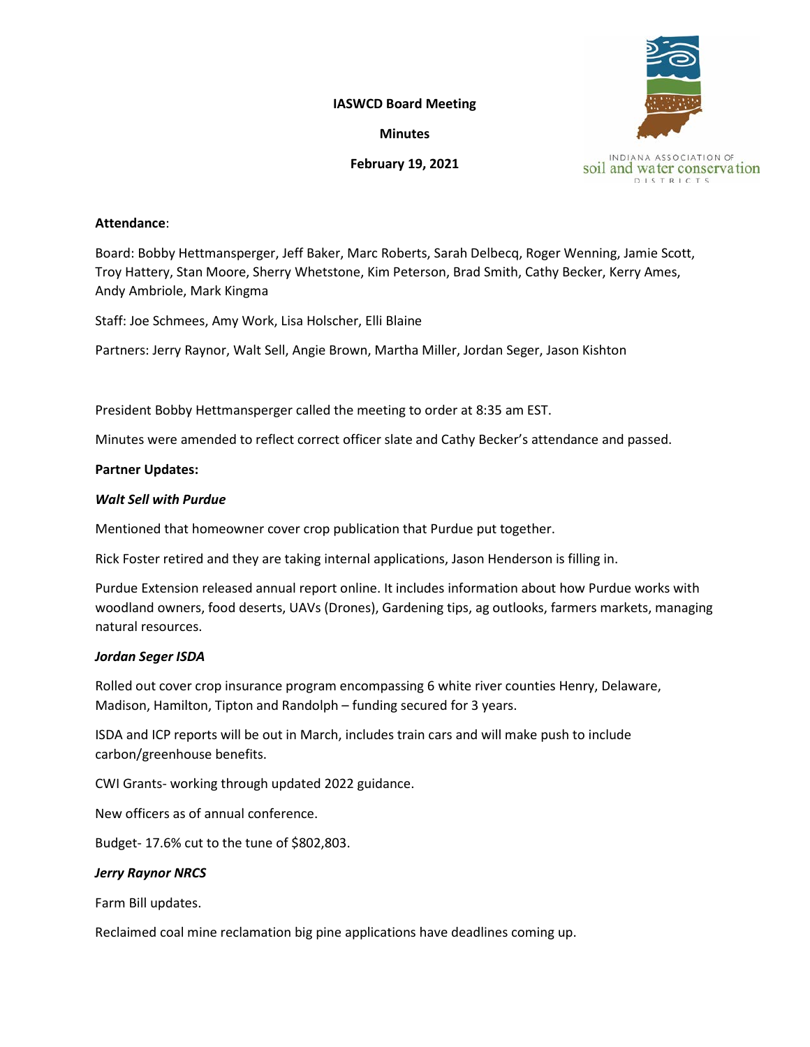**IASWCD Board Meeting**

**Minutes**

**February 19, 2021**

INDIANA ASSOCIATION OF soil and water conservation DISTRICTS

**Attendance**:

Board: Bobby Hettmansperger, Jeff Baker, Marc Roberts, Sarah Delbecq, Roger Wenning, Jamie Scott, Troy Hattery, Stan Moore, Sherry Whetstone, Kim Peterson, Brad Smith, Cathy Becker, Kerry Ames, Andy Ambriole, Mark Kingma

Staff: Joe Schmees, Amy Work, Lisa Holscher, Elli Blaine

Partners: Jerry Raynor, Walt Sell, Angie Brown, Martha Miller, Jordan Seger, Jason Kishton

President Bobby Hettmansperger called the meeting to order at 8:35 am EST.

Minutes were amended to reflect correct officer slate and Cathy Becker's attendance and passed.

**Partner Updates:**

***Walt Sell with Purdue***

Mentioned that homeowner cover crop publication that Purdue put together.

Rick Foster retired and they are taking internal applications, Jason Henderson is filling in.

Purdue Extension released annual report online. It includes information about how Purdue works with woodland owners, food deserts, UAVs (Drones), Gardening tips, ag outlooks, farmers markets, managing natural resources.

***Jordan Seger ISDA***

Rolled out cover crop insurance program encompassing 6 white river counties Henry, Delaware, Madison, Hamilton, Tipton and Randolph – funding secured for 3 years.

ISDA and ICP reports will be out in March, includes train cars and will make push to include carbon/greenhouse benefits.

CWI Grants- working through updated 2022 guidance.

New officers as of annual conference.

Budget- 17.6% cut to the tune of $802,803.

***Jerry Raynor NRCS***

Farm Bill updates.

Reclaimed coal mine reclamation big pine applications have deadlines coming up.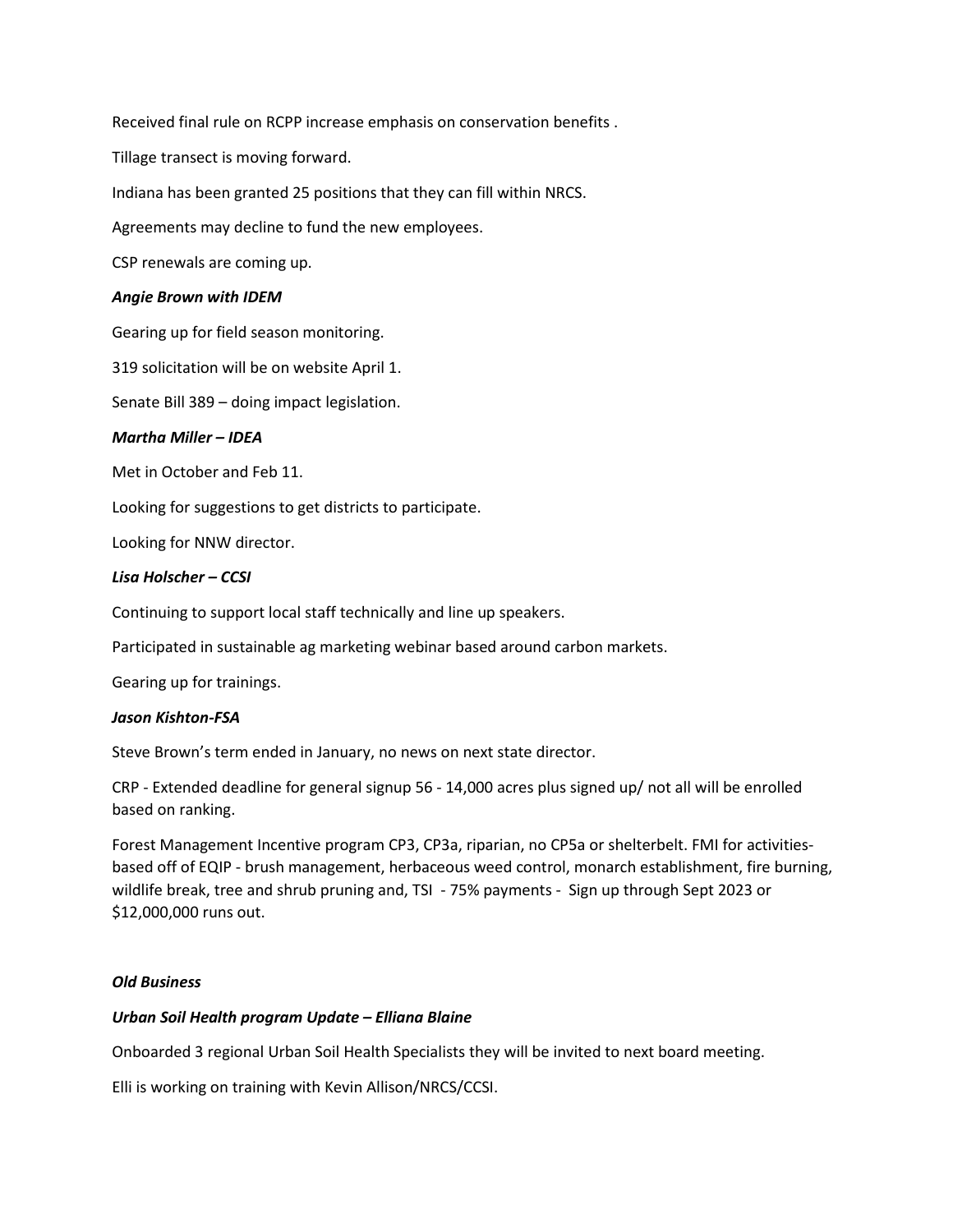Received final rule on RCPP increase emphasis on conservation benefits .

Tillage transect is moving forward.

Indiana has been granted 25 positions that they can fill within NRCS.

Agreements may decline to fund the new employees.

CSP renewals are coming up.

***Angie Brown with IDEM***

Gearing up for field season monitoring.

319 solicitation will be on website April 1.

Senate Bill 389 – doing impact legislation.

***Martha Miller – IDEA***

Met in October and Feb 11.

Looking for suggestions to get districts to participate.

Looking for NNW director.

***Lisa Holscher – CCSI***

Continuing to support local staff technically and line up speakers.

Participated in sustainable ag marketing webinar based around carbon markets.

Gearing up for trainings.

***Jason Kishton-FSA***

Steve Brown's term ended in January, no news on next state director.

CRP - Extended deadline for general signup 56 - 14,000 acres plus signed up/ not all will be enrolled based on ranking.

Forest Management Incentive program CP3, CP3a, riparian, no CP5a or shelterbelt. FMI for activities-based off of EQIP - brush management, herbaceous weed control, monarch establishment, fire burning, wildlife break, tree and shrub pruning and, TSI - 75% payments - Sign up through Sept 2023 or $12,000,000 runs out.

***Old Business***

***Urban Soil Health program Update – Elliana Blaine***

Onboarded 3 regional Urban Soil Health Specialists they will be invited to next board meeting.

Elli is working on training with Kevin Allison/NRCS/CCSI.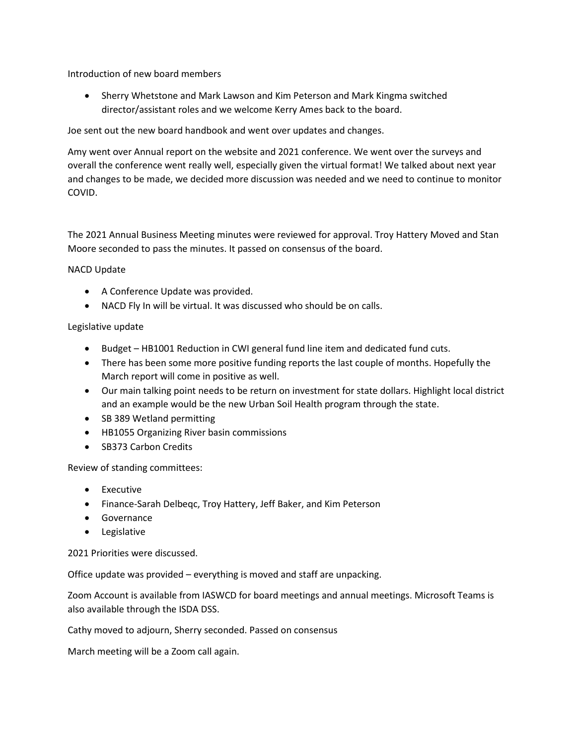Introduction of new board members

- Sherry Whetstone and Mark Lawson and Kim Peterson and Mark Kingma switched director/assistant roles and we welcome Kerry Ames back to the board.

Joe sent out the new board handbook and went over updates and changes.

Amy went over Annual report on the website and 2021 conference. We went over the surveys and overall the conference went really well, especially given the virtual format! We talked about next year and changes to be made, we decided more discussion was needed and we need to continue to monitor COVID.

The 2021 Annual Business Meeting minutes were reviewed for approval. Troy Hattery Moved and Stan Moore seconded to pass the minutes. It passed on consensus of the board.

NACD Update

- A Conference Update was provided.
- NACD Fly In will be virtual. It was discussed who should be on calls.

Legislative update

- Budget – HB1001 Reduction in CWI general fund line item and dedicated fund cuts.
- There has been some more positive funding reports the last couple of months. Hopefully the March report will come in positive as well.
- Our main talking point needs to be return on investment for state dollars. Highlight local district and an example would be the new Urban Soil Health program through the state.
- SB 389 Wetland permitting
- HB1055 Organizing River basin commissions
- SB373 Carbon Credits

Review of standing committees:

- Executive
- Finance-Sarah Delbeqc, Troy Hattery, Jeff Baker, and Kim Peterson
- Governance
- Legislative

2021 Priorities were discussed.

Office update was provided – everything is moved and staff are unpacking.

Zoom Account is available from IASWCD for board meetings and annual meetings. Microsoft Teams is also available through the ISDA DSS.

Cathy moved to adjourn, Sherry seconded. Passed on consensus

March meeting will be a Zoom call again.